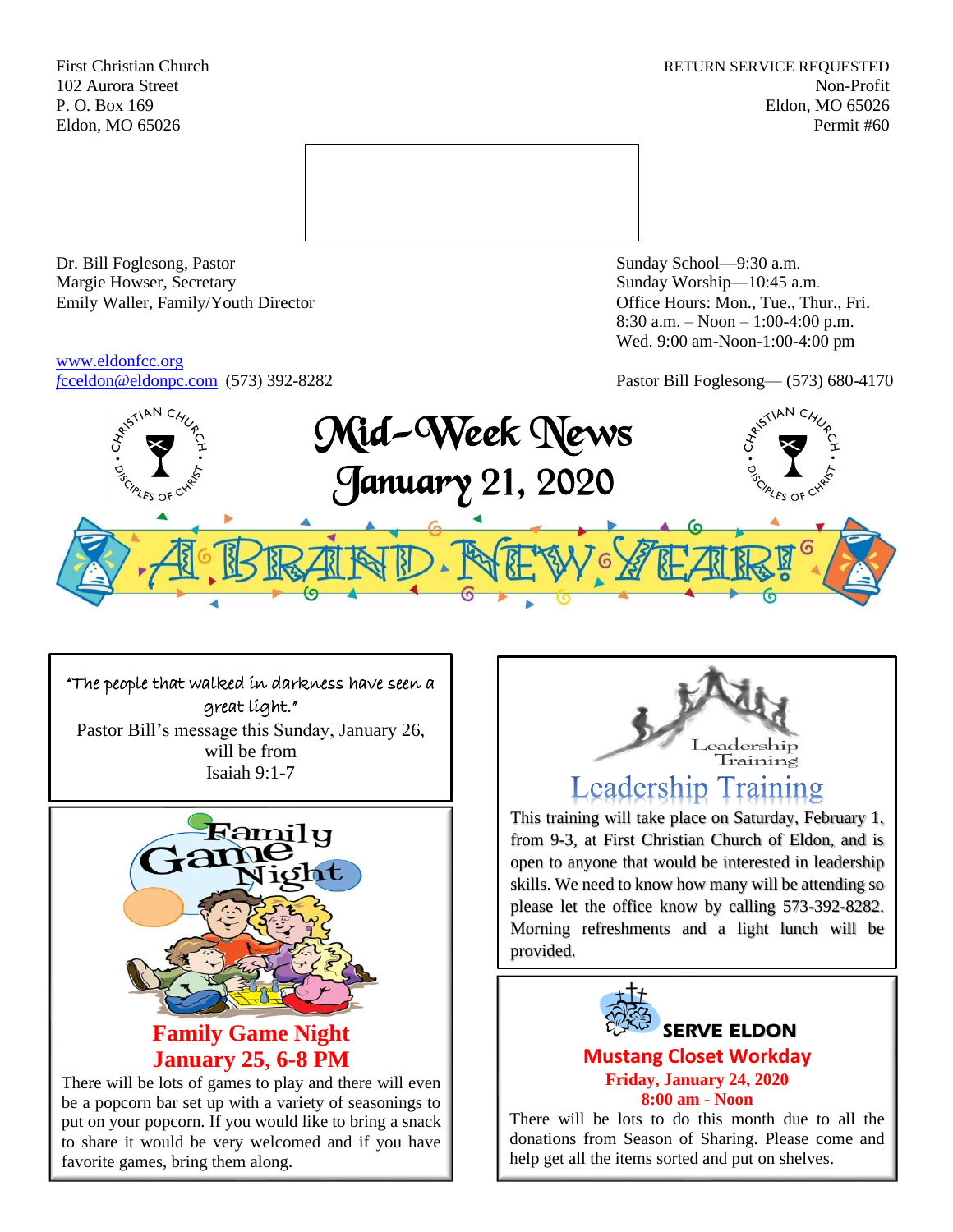First Christian Church
102 Aurora Street
P. O. Box 169
Eldon, MO 65026

RETURN SERVICE REQUESTED
Non-Profit
Eldon, MO 65026
Permit #60

Dr. Bill Foglesong, Pastor
Margie Howser, Secretary
Emily Waller, Family/Youth Director

www.eldonfcc.org
fcceldon@eldonpc.com (573) 392-8282

Sunday School—9:30 a.m.
Sunday Worship—10:45 a.m.
Office Hours: Mon., Tue., Thur., Fri.
8:30 a.m. – Noon – 1:00-4:00 p.m.
Wed. 9:00 am-Noon-1:00-4:00 pm

Pastor Bill Foglesong— (573) 680-4170

# Mid-Week News
# January 21, 2020

## A BRAND NEW YEAR!

"The people that walked in darkness have seen a great light."
Pastor Bill's message this Sunday, January 26, will be from
Isaiah 9:1-7

## Family Game Night
### January 25, 6-8 PM

There will be lots of games to play and there will even be a popcorn bar set up with a variety of seasonings to put on your popcorn. If you would like to bring a snack to share it would be very welcomed and if you have favorite games, bring them along.

## Leadership Training

This training will take place on Saturday, February 1, from 9-3, at First Christian Church of Eldon, and is open to anyone that would be interested in leadership skills. We need to know how many will be attending so please let the office know by calling 573-392-8282. Morning refreshments and a light lunch will be provided.

## SERVE ELDON
### Mustang Closet Workday
**Friday, January 24, 2020**
**8:00 am - Noon**

There will be lots to do this month due to all the donations from Season of Sharing. Please come and help get all the items sorted and put on shelves.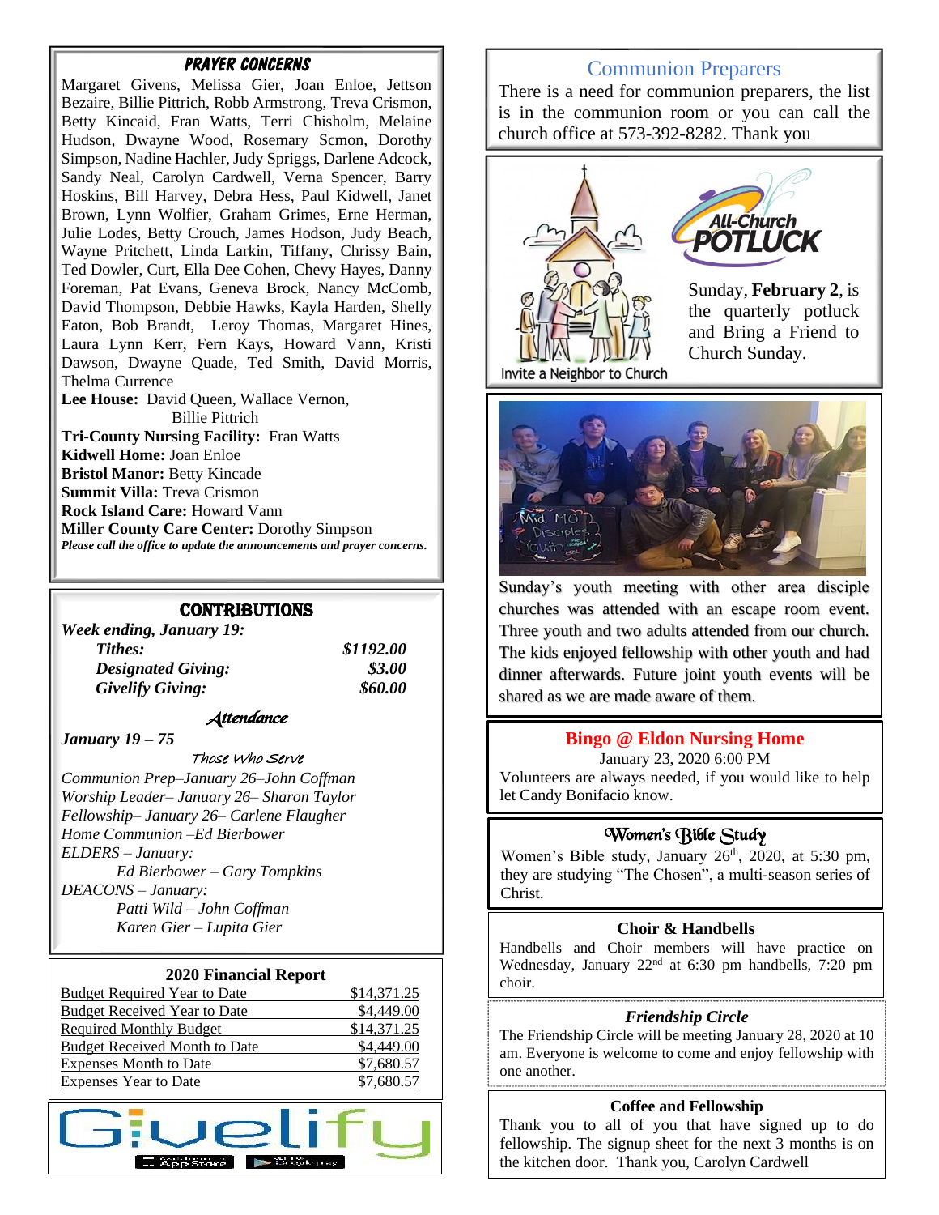## PRAYER CONCERNS

Margaret Givens, Melissa Gier, Joan Enloe, Jettson Bezaire, Billie Pittrich, Robb Armstrong, Treva Crismon, Betty Kincaid, Fran Watts, Terri Chisholm, Melaine Hudson, Dwayne Wood, Rosemary Scmon, Dorothy Simpson, Nadine Hachler, Judy Spriggs, Darlene Adcock, Sandy Neal, Carolyn Cardwell, Verna Spencer, Barry Hoskins, Bill Harvey, Debra Hess, Paul Kidwell, Janet Brown, Lynn Wolfier, Graham Grimes, Erne Herman, Julie Lodes, Betty Crouch, James Hodson, Judy Beach, Wayne Pritchett, Linda Larkin, Tiffany, Chrissy Bain, Ted Dowler, Curt, Ella Dee Cohen, Chevy Hayes, Danny Foreman, Pat Evans, Geneva Brock, Nancy McComb, David Thompson, Debbie Hawks, Kayla Harden, Shelly Eaton, Bob Brandt, Leroy Thomas, Margaret Hines, Laura Lynn Kerr, Fern Kays, Howard Vann, Kristi Dawson, Dwayne Quade, Ted Smith, David Morris, Thelma Currence

**Lee House:** David Queen, Wallace Vernon, Billie Pittrich
**Tri-County Nursing Facility:** Fran Watts
**Kidwell Home:** Joan Enloe
**Bristol Manor:** Betty Kincade
**Summit Villa:** Treva Crismon
**Rock Island Care:** Howard Vann
**Miller County Care Center:** Dorothy Simpson

***Please call the office to update the announcements and prayer concerns.***

## CONTRIBUTIONS

***Week ending, January 19:***

| | |
|---|---|
| ***Tithes:*** | ***$1192.00*** |
| ***Designated Giving:*** | ***$3.00*** |
| ***Givelify Giving:*** | ***$60.00*** |

### *Attendance*

***January 19 – 75***

*Those Who Serve*

*Communion Prep–January 26–John Coffman*
*Worship Leader– January 26– Sharon Taylor*
*Fellowship– January 26– Carlene Flaugher*
*Home Communion –Ed Bierbower*
*ELDERS – January:*
*Ed Bierbower – Gary Tompkins*
*DEACONS – January:*
*Patti Wild – John Coffman*
*Karen Gier – Lupita Gier*

### 2020 Financial Report

| | |
|---|---|
| Budget Required Year to Date | $14,371.25 |
| Budget Received Year to Date | $4,449.00 |
| Required Monthly Budget | $14,371.25 |
| Budget Received Month to Date | $4,449.00 |
| Expenses Month to Date | $7,680.57 |
| Expenses Year to Date | $7,680.57 |

Givelify

## Communion Preparers

There is a need for communion preparers, the list is in the communion room or you can call the church office at 573-392-8282. Thank you

Invite a Neighbor to Church

All-Church POTLUCK

Sunday, **February 2**, is the quarterly potluck and Bring a Friend to Church Sunday.

Sunday's youth meeting with other area disciple churches was attended with an escape room event. Three youth and two adults attended from our church. The kids enjoyed fellowship with other youth and had dinner afterwards. Future joint youth events will be shared as we are made aware of them.

## Bingo @ Eldon Nursing Home

January 23, 2020 6:00 PM

Volunteers are always needed, if you would like to help let Candy Bonifacio know.

## Women's Bible Study

Women's Bible study, January 26th, 2020, at 5:30 pm, they are studying "The Chosen", a multi-season series of Christ.

## Choir & Handbells

Handbells and Choir members will have practice on Wednesday, January 22nd at 6:30 pm handbells, 7:20 pm choir.

## *Friendship Circle*

The Friendship Circle will be meeting January 28, 2020 at 10 am. Everyone is welcome to come and enjoy fellowship with one another.

## Coffee and Fellowship

Thank you to all of you that have signed up to do fellowship. The signup sheet for the next 3 months is on the kitchen door. Thank you, Carolyn Cardwell